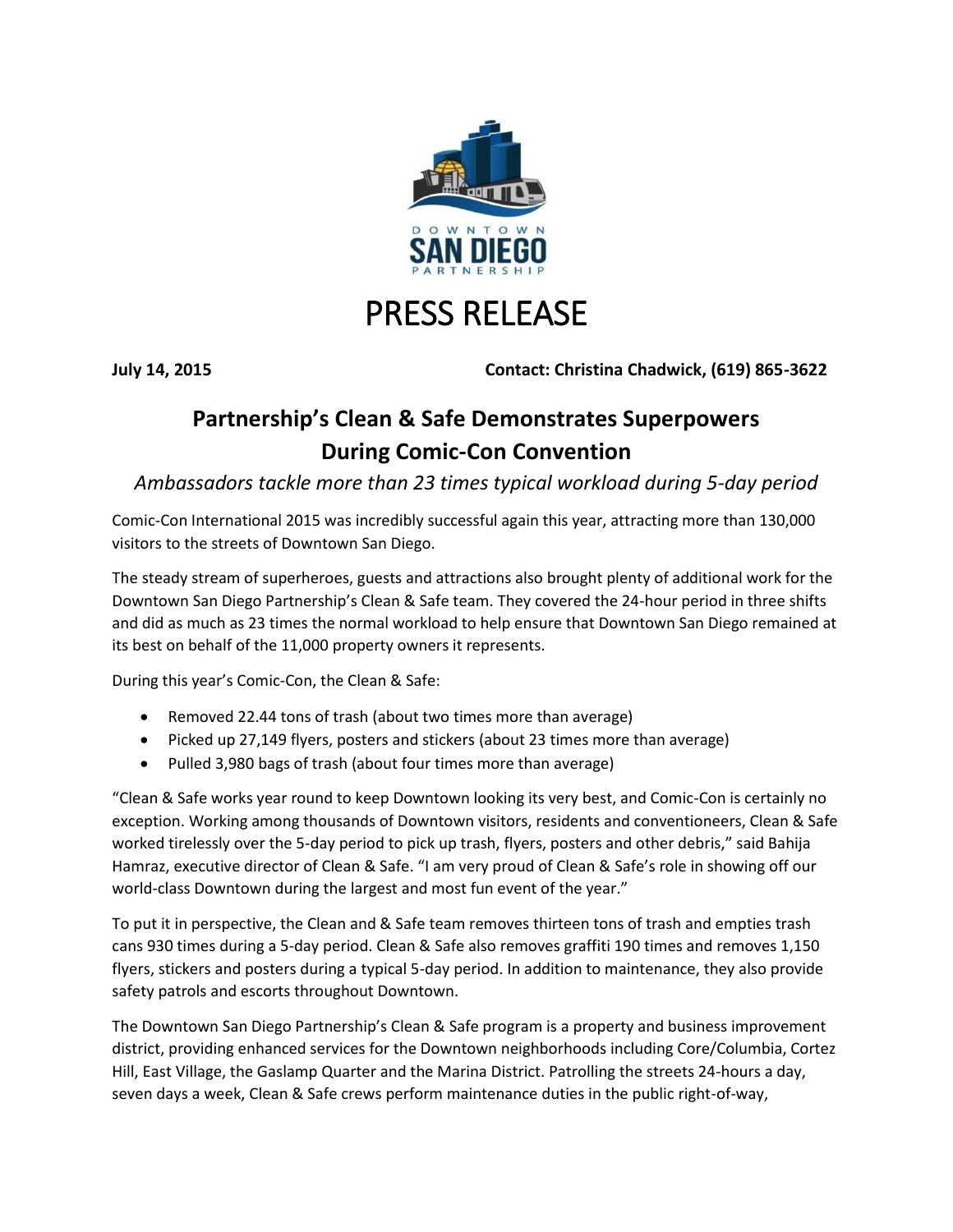DOWNTOWN
SAN DIEGO
PARTNERSHIP

# PRESS RELEASE

**July 14, 2015** **Contact: Christina Chadwick, (619) 865-3622**

## Partnership's Clean & Safe Demonstrates Superpowers During Comic-Con Convention

*Ambassadors tackle more than 23 times typical workload during 5-day period*

Comic-Con International 2015 was incredibly successful again this year, attracting more than 130,000 visitors to the streets of Downtown San Diego.

The steady stream of superheroes, guests and attractions also brought plenty of additional work for the Downtown San Diego Partnership's Clean & Safe team. They covered the 24-hour period in three shifts and did as much as 23 times the normal workload to help ensure that Downtown San Diego remained at its best on behalf of the 11,000 property owners it represents.

During this year's Comic-Con, the Clean & Safe:

- Removed 22.44 tons of trash (about two times more than average)
- Picked up 27,149 flyers, posters and stickers (about 23 times more than average)
- Pulled 3,980 bags of trash (about four times more than average)

"Clean & Safe works year round to keep Downtown looking its very best, and Comic-Con is certainly no exception. Working among thousands of Downtown visitors, residents and conventioneers, Clean & Safe worked tirelessly over the 5-day period to pick up trash, flyers, posters and other debris," said Bahija Hamraz, executive director of Clean & Safe. "I am very proud of Clean & Safe's role in showing off our world-class Downtown during the largest and most fun event of the year."

To put it in perspective, the Clean and & Safe team removes thirteen tons of trash and empties trash cans 930 times during a 5-day period. Clean & Safe also removes graffiti 190 times and removes 1,150 flyers, stickers and posters during a typical 5-day period. In addition to maintenance, they also provide safety patrols and escorts throughout Downtown.

The Downtown San Diego Partnership's Clean & Safe program is a property and business improvement district, providing enhanced services for the Downtown neighborhoods including Core/Columbia, Cortez Hill, East Village, the Gaslamp Quarter and the Marina District. Patrolling the streets 24-hours a day, seven days a week, Clean & Safe crews perform maintenance duties in the public right-of-way,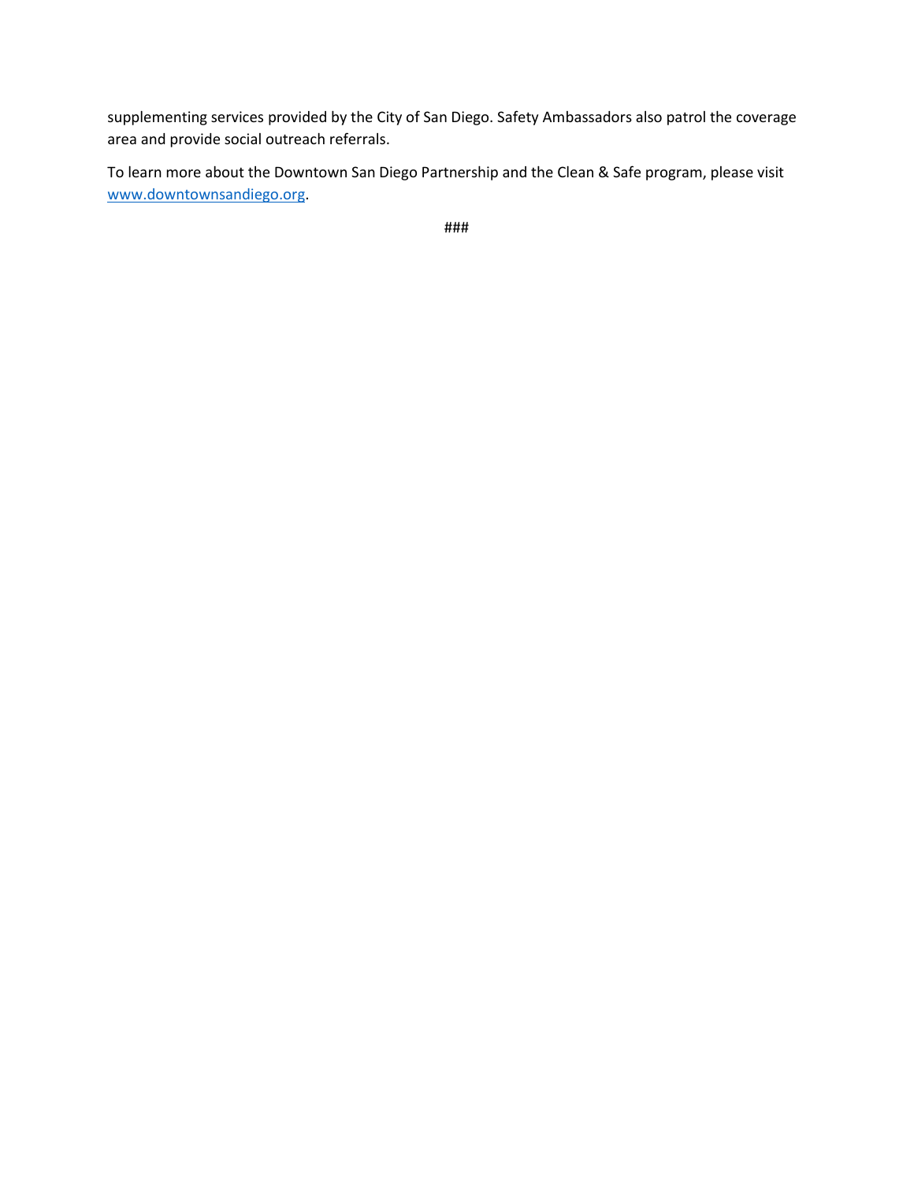supplementing services provided by the City of San Diego. Safety Ambassadors also patrol the coverage area and provide social outreach referrals.

To learn more about the Downtown San Diego Partnership and the Clean & Safe program, please visit [www.downtownsandiego.org](http://www.downtownsandiego.org).

###